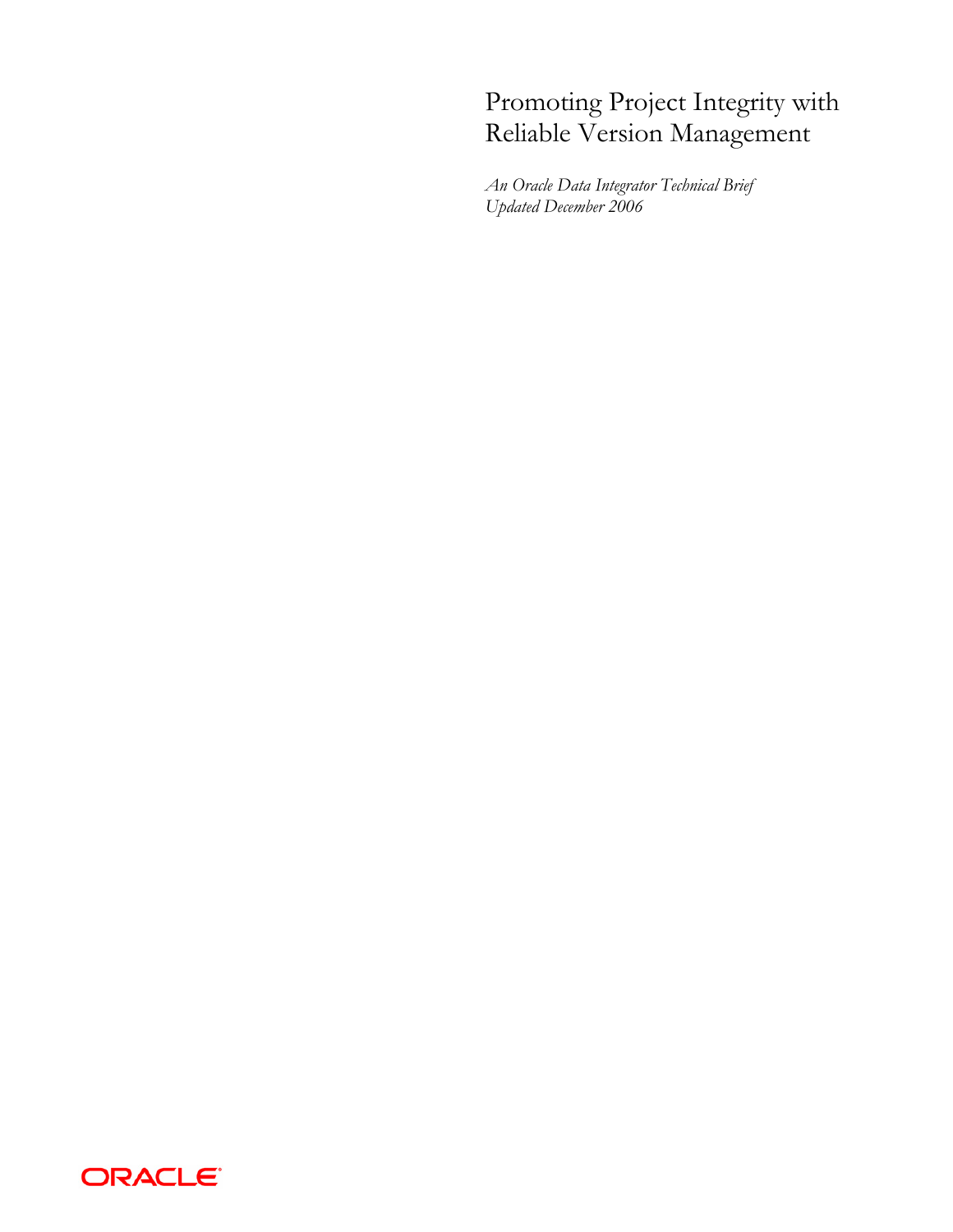# Promoting Project Integrity with Reliable Version Management

*An Oracle Data Integrator Technical Brief*
*Updated December 2006*

ORACLE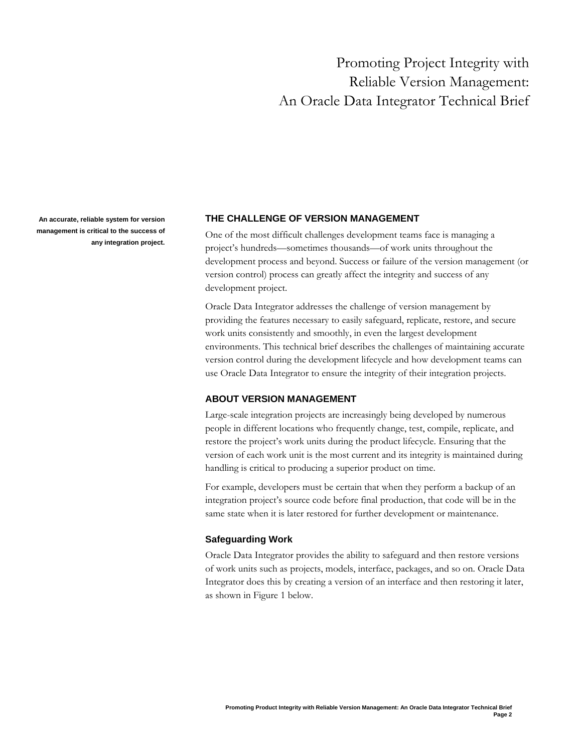# Promoting Project Integrity with Reliable Version Management: An Oracle Data Integrator Technical Brief

**An accurate, reliable system for version management is critical to the success of any integration project.**

## THE CHALLENGE OF VERSION MANAGEMENT

One of the most difficult challenges development teams face is managing a project's hundreds—sometimes thousands—of work units throughout the development process and beyond. Success or failure of the version management (or version control) process can greatly affect the integrity and success of any development project.

Oracle Data Integrator addresses the challenge of version management by providing the features necessary to easily safeguard, replicate, restore, and secure work units consistently and smoothly, in even the largest development environments. This technical brief describes the challenges of maintaining accurate version control during the development lifecycle and how development teams can use Oracle Data Integrator to ensure the integrity of their integration projects.

## ABOUT VERSION MANAGEMENT

Large-scale integration projects are increasingly being developed by numerous people in different locations who frequently change, test, compile, replicate, and restore the project's work units during the product lifecycle. Ensuring that the version of each work unit is the most current and its integrity is maintained during handling is critical to producing a superior product on time.

For example, developers must be certain that when they perform a backup of an integration project's source code before final production, that code will be in the same state when it is later restored for further development or maintenance.

### Safeguarding Work

Oracle Data Integrator provides the ability to safeguard and then restore versions of work units such as projects, models, interface, packages, and so on. Oracle Data Integrator does this by creating a version of an interface and then restoring it later, as shown in Figure 1 below.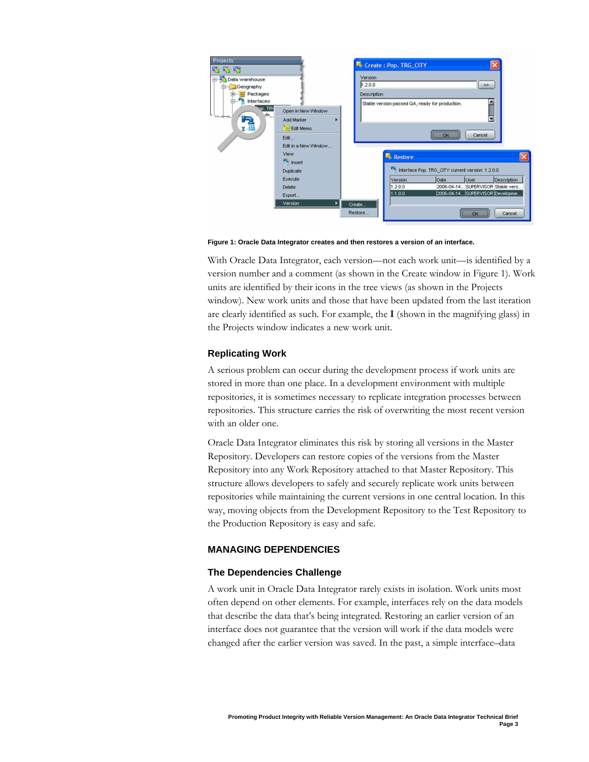**Figure 1: Oracle Data Integrator creates and then restores a version of an interface.**

With Oracle Data Integrator, each version—not each work unit—is identified by a version number and a comment (as shown in the Create window in Figure 1). Work units are identified by their icons in the tree views (as shown in the Projects window). New work units and those that have been updated from the last iteration are clearly identified as such. For example, the **I** (shown in the magnifying glass) in the Projects window indicates a new work unit.

### Replicating Work

A serious problem can occur during the development process if work units are stored in more than one place. In a development environment with multiple repositories, it is sometimes necessary to replicate integration processes between repositories. This structure carries the risk of overwriting the most recent version with an older one.

Oracle Data Integrator eliminates this risk by storing all versions in the Master Repository. Developers can restore copies of the versions from the Master Repository into any Work Repository attached to that Master Repository. This structure allows developers to safely and securely replicate work units between repositories while maintaining the current versions in one central location. In this way, moving objects from the Development Repository to the Test Repository to the Production Repository is easy and safe.

## MANAGING DEPENDENCIES

### The Dependencies Challenge

A work unit in Oracle Data Integrator rarely exists in isolation. Work units most often depend on other elements. For example, interfaces rely on the data models that describe the data that's being integrated. Restoring an earlier version of an interface does not guarantee that the version will work if the data models were changed after the earlier version was saved. In the past, a simple interface–data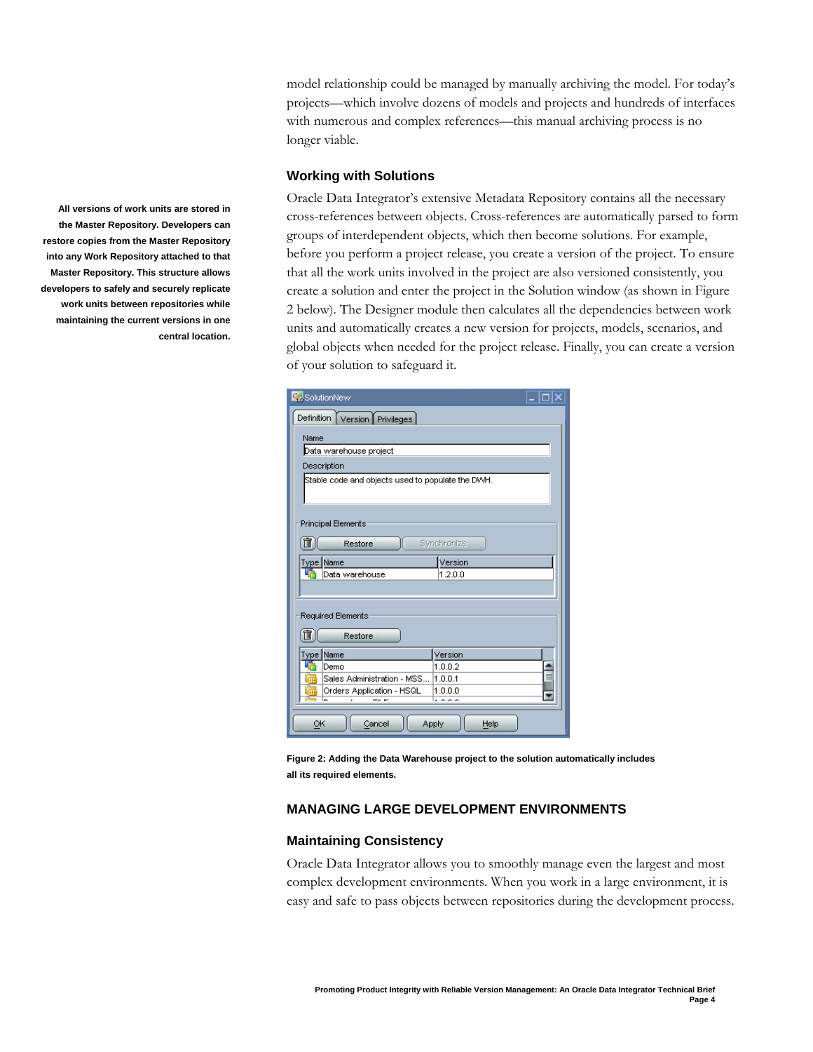model relationship could be managed by manually archiving the model. For today's projects—which involve dozens of models and projects and hundreds of interfaces with numerous and complex references—this manual archiving process is no longer viable.

### Working with Solutions

**All versions of work units are stored in the Master Repository. Developers can restore copies from the Master Repository into any Work Repository attached to that Master Repository. This structure allows developers to safely and securely replicate work units between repositories while maintaining the current versions in one central location.**

Oracle Data Integrator's extensive Metadata Repository contains all the necessary cross-references between objects. Cross-references are automatically parsed to form groups of interdependent objects, which then become solutions. For example, before you perform a project release, you create a version of the project. To ensure that all the work units involved in the project are also versioned consistently, you create a solution and enter the project in the Solution window (as shown in Figure 2 below). The Designer module then calculates all the dependencies between work units and automatically creates a new version for projects, models, scenarios, and global objects when needed for the project release. Finally, you can create a version of your solution to safeguard it.

**Figure 2: Adding the Data Warehouse project to the solution automatically includes all its required elements.**

## MANAGING LARGE DEVELOPMENT ENVIRONMENTS

### Maintaining Consistency

Oracle Data Integrator allows you to smoothly manage even the largest and most complex development environments. When you work in a large environment, it is easy and safe to pass objects between repositories during the development process.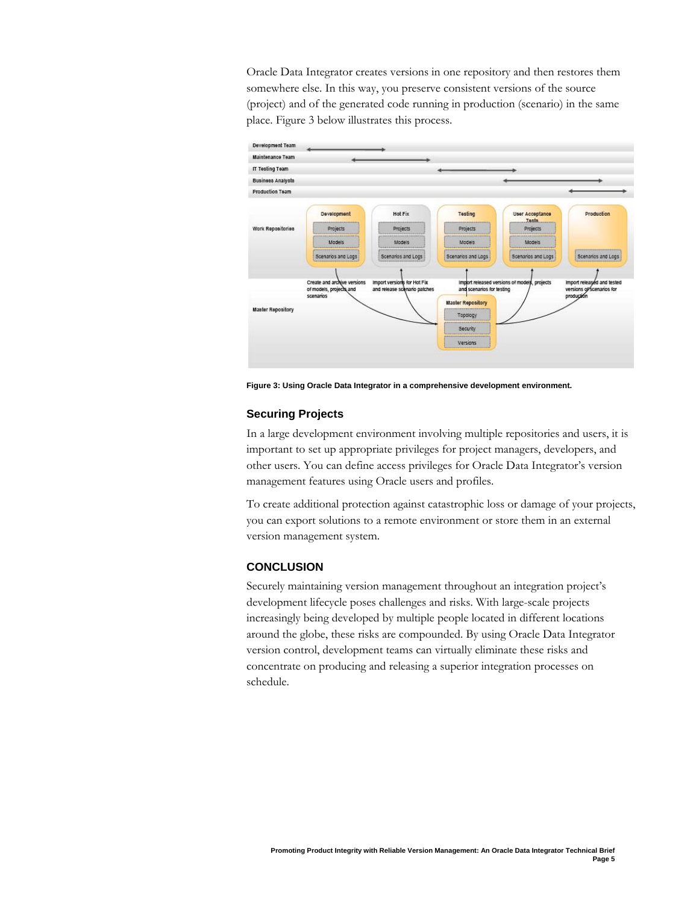Oracle Data Integrator creates versions in one repository and then restores them somewhere else. In this way, you preserve consistent versions of the source (project) and of the generated code running in production (scenario) in the same place. Figure 3 below illustrates this process.

**Figure 3: Using Oracle Data Integrator in a comprehensive development environment.**

### Securing Projects

In a large development environment involving multiple repositories and users, it is important to set up appropriate privileges for project managers, developers, and other users. You can define access privileges for Oracle Data Integrator's version management features using Oracle users and profiles.

To create additional protection against catastrophic loss or damage of your projects, you can export solutions to a remote environment or store them in an external version management system.

## CONCLUSION

Securely maintaining version management throughout an integration project's development lifecycle poses challenges and risks. With large-scale projects increasingly being developed by multiple people located in different locations around the globe, these risks are compounded. By using Oracle Data Integrator version control, development teams can virtually eliminate these risks and concentrate on producing and releasing a superior integration processes on schedule.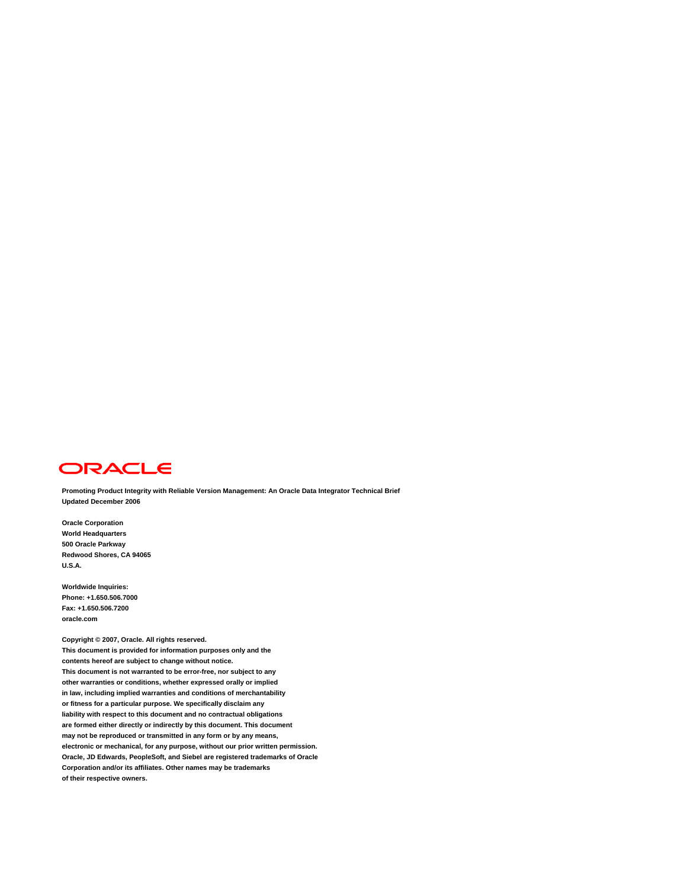ORACLE

**Promoting Product Integrity with Reliable Version Management: An Oracle Data Integrator Technical Brief**
**Updated December 2006**

**Oracle Corporation**
**World Headquarters**
**500 Oracle Parkway**
**Redwood Shores, CA 94065**
**U.S.A.**

**Worldwide Inquiries:**
**Phone: +1.650.506.7000**
**Fax: +1.650.506.7200**
**oracle.com**

**Copyright © 2007, Oracle. All rights reserved.**
**This document is provided for information purposes only and the contents hereof are subject to change without notice.**
**This document is not warranted to be error-free, nor subject to any other warranties or conditions, whether expressed orally or implied in law, including implied warranties and conditions of merchantability or fitness for a particular purpose. We specifically disclaim any liability with respect to this document and no contractual obligations are formed either directly or indirectly by this document. This document may not be reproduced or transmitted in any form or by any means, electronic or mechanical, for any purpose, without our prior written permission.**
**Oracle, JD Edwards, PeopleSoft, and Siebel are registered trademarks of Oracle Corporation and/or its affiliates. Other names may be trademarks of their respective owners.**